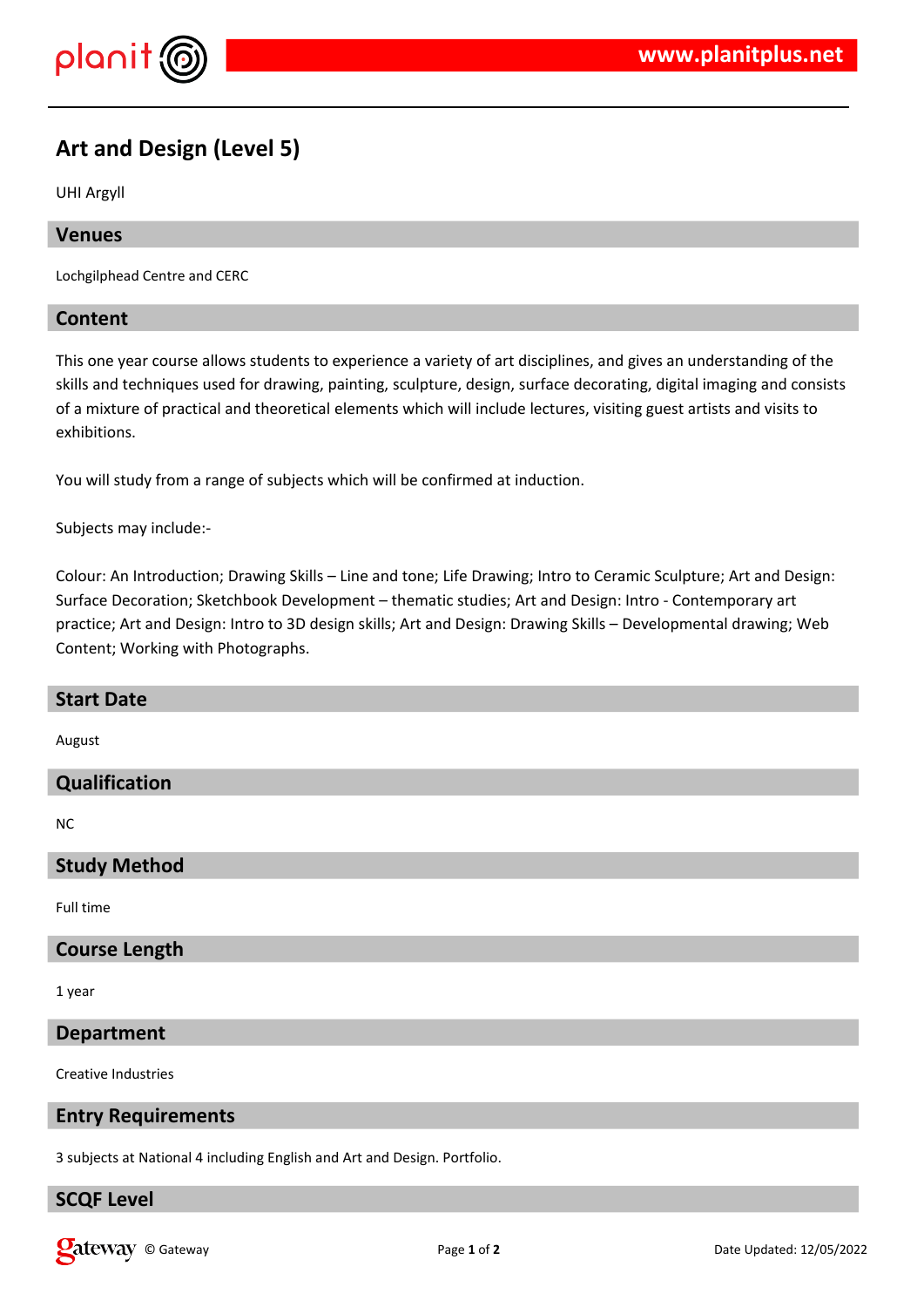# Art and Design (Level 5)

UHI Argyll

## Venues

Lochgilphead Centre and CERC

## Content

This one year course allows students to experience a variety of art disciplines, and gives an understanding of the skills and techniques used for drawing, painting, sculpture, design, surface decorating, digital imaging and consists of a mixture of practical and theoretical elements which will include lectures, visiting guest artists and visits to exhibitions.

You will study from a range of subjects which will be confirmed at induction.

Subjects may include:-

Colour: An Introduction; Drawing Skills – Line and tone; Life Drawing; Intro to Ceramic Sculpture; Art and Design: Surface Decoration; Sketchbook Development – thematic studies; Art and Design: Intro - Contemporary art practice; Art and Design: Intro to 3D design skills; Art and Design: Drawing Skills – Developmental drawing; Web Content; Working with Photographs.

## Start Date

August

## Qualification

NC

## Study Method

Full time

## Course Length

1 year

## Department

Creative Industries

## Entry Requirements

3 subjects at National 4 including English and Art and Design. Portfolio.

## SCQF Level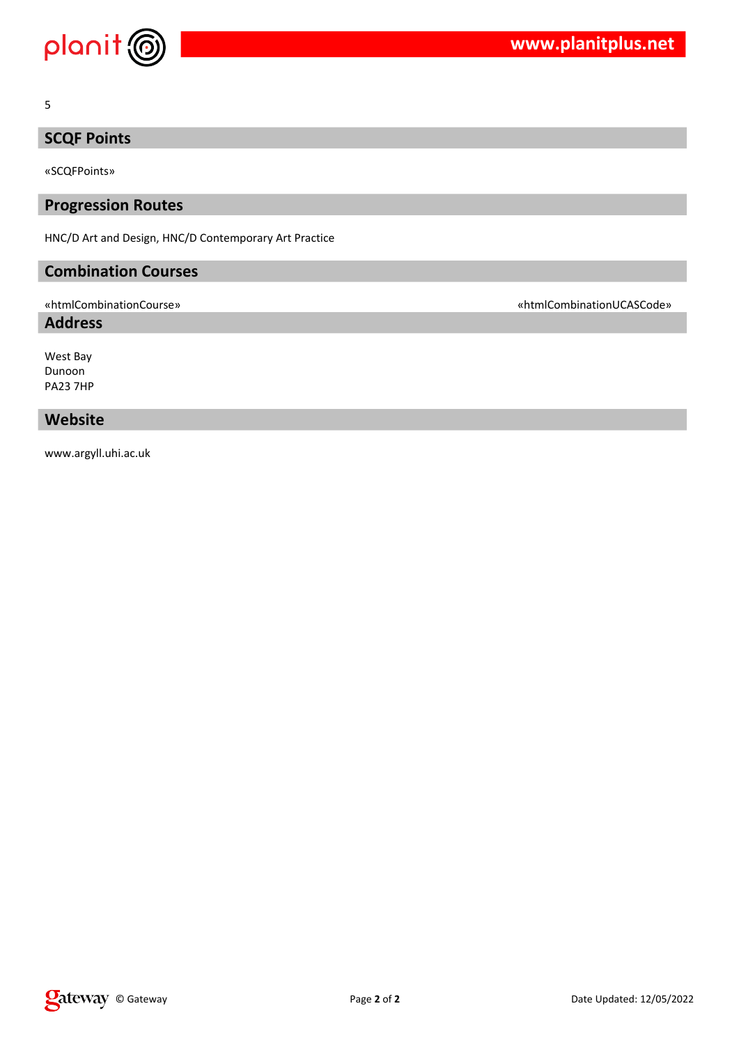5

## SCQF Points

«SCQFPoints»

## Progression Routes

HNC/D Art and Design, HNC/D Contemporary Art Practice

## Combination Courses

«htmlCombinationCourse» «htmlCombinationUCASCode»

## Address

West Bay
Dunoon
PA23 7HP

## Website

www.argyll.uhi.ac.uk